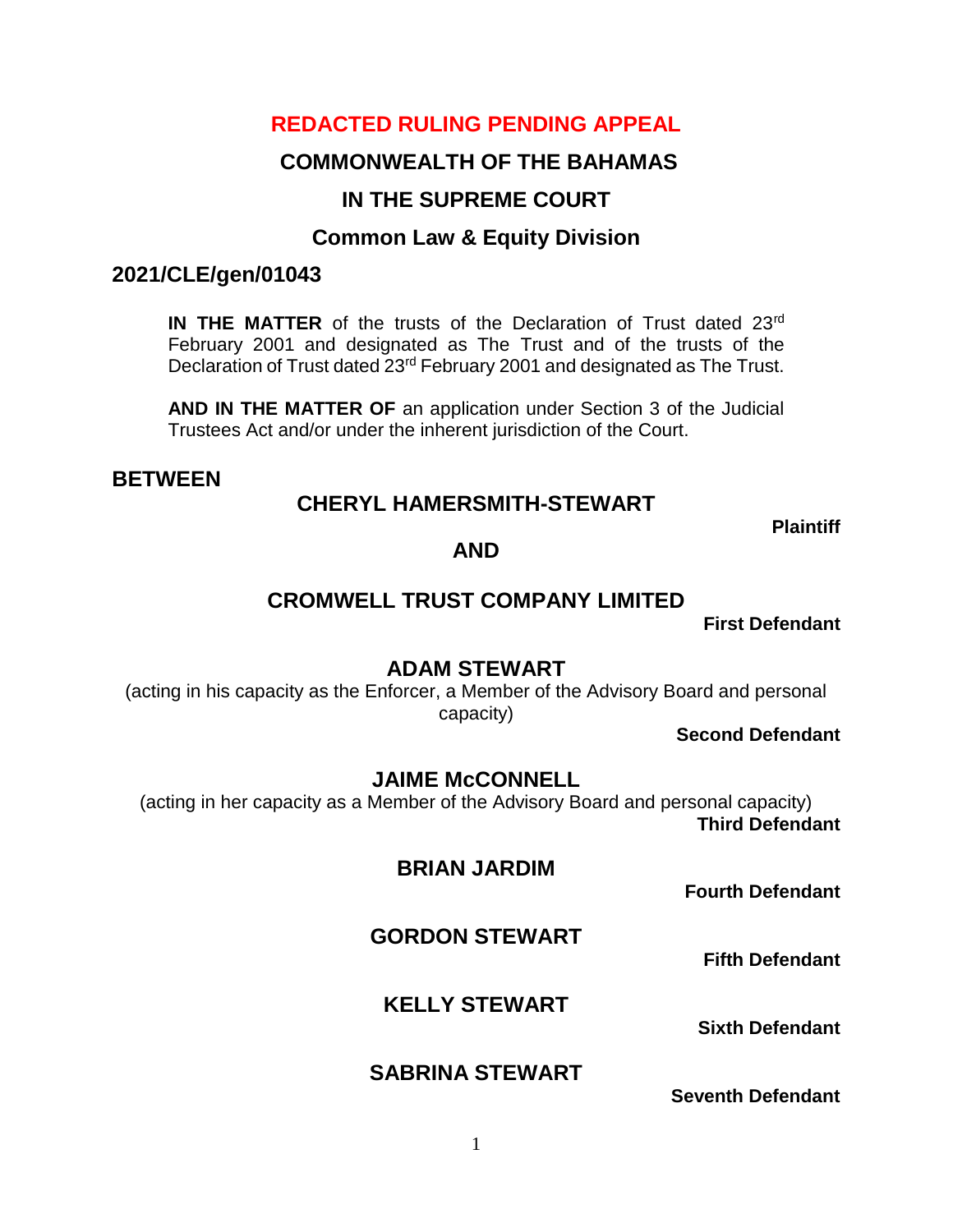**REDACTED RULING PENDING APPEAL**

**COMMONWEALTH OF THE BAHAMAS**

**IN THE SUPREME COURT**

**Common Law & Equity Division**

**2021/CLE/gen/01043**

**IN THE MATTER** of the trusts of the Declaration of Trust dated 23rd February 2001 and designated as The Trust and of the trusts of the Declaration of Trust dated 23rd February 2001 and designated as The Trust.

**AND IN THE MATTER OF** an application under Section 3 of the Judicial Trustees Act and/or under the inherent jurisdiction of the Court.

**BETWEEN**

**CHERYL HAMERSMITH-STEWART**

**Plaintiff**

**AND**

**CROMWELL TRUST COMPANY LIMITED**

**First Defendant**

**ADAM STEWART**

(acting in his capacity as the Enforcer, a Member of the Advisory Board and personal capacity)

**Second Defendant**

**JAIME McCONNELL**

(acting in her capacity as a Member of the Advisory Board and personal capacity)

**Third Defendant**

**BRIAN JARDIM**

**Fourth Defendant**

**GORDON STEWART**

**Fifth Defendant**

**KELLY STEWART**

**Sixth Defendant**

**SABRINA STEWART**

**Seventh Defendant**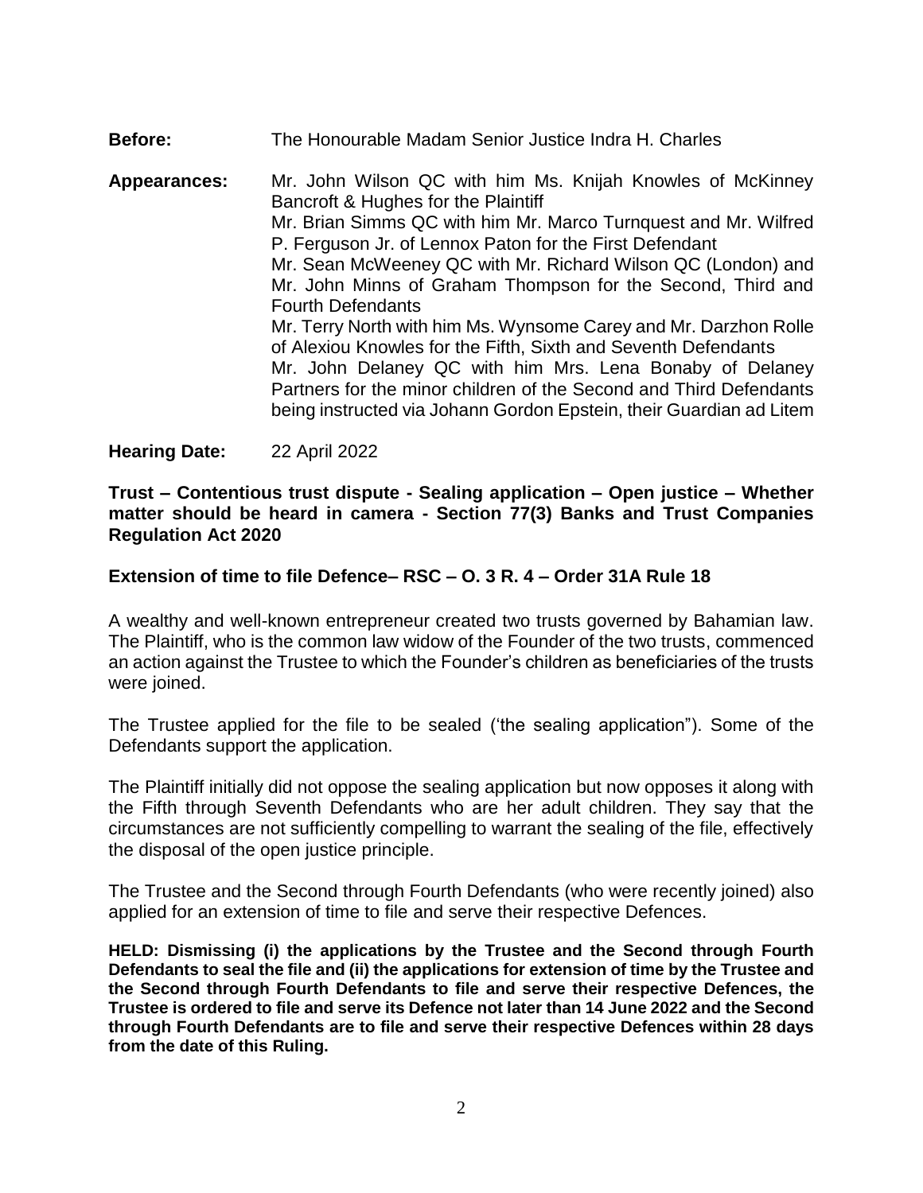**Before:** The Honourable Madam Senior Justice Indra H. Charles

**Appearances:** Mr. John Wilson QC with him Ms. Knijah Knowles of McKinney Bancroft & Hughes for the Plaintiff
Mr. Brian Simms QC with him Mr. Marco Turnquest and Mr. Wilfred P. Ferguson Jr. of Lennox Paton for the First Defendant
Mr. Sean McWeeney QC with Mr. Richard Wilson QC (London) and Mr. John Minns of Graham Thompson for the Second, Third and Fourth Defendants
Mr. Terry North with him Ms. Wynsome Carey and Mr. Darzhon Rolle of Alexiou Knowles for the Fifth, Sixth and Seventh Defendants
Mr. John Delaney QC with him Mrs. Lena Bonaby of Delaney Partners for the minor children of the Second and Third Defendants being instructed via Johann Gordon Epstein, their Guardian ad Litem

**Hearing Date:** 22 April 2022

**Trust – Contentious trust dispute - Sealing application – Open justice – Whether matter should be heard in camera - Section 77(3) Banks and Trust Companies Regulation Act 2020**

**Extension of time to file Defence– RSC – O. 3 R. 4 – Order 31A Rule 18**

A wealthy and well-known entrepreneur created two trusts governed by Bahamian law. The Plaintiff, who is the common law widow of the Founder of the two trusts, commenced an action against the Trustee to which the Founder's children as beneficiaries of the trusts were joined.

The Trustee applied for the file to be sealed ('the sealing application"). Some of the Defendants support the application.

The Plaintiff initially did not oppose the sealing application but now opposes it along with the Fifth through Seventh Defendants who are her adult children. They say that the circumstances are not sufficiently compelling to warrant the sealing of the file, effectively the disposal of the open justice principle.

The Trustee and the Second through Fourth Defendants (who were recently joined) also applied for an extension of time to file and serve their respective Defences.

**HELD: Dismissing (i) the applications by the Trustee and the Second through Fourth Defendants to seal the file and (ii) the applications for extension of time by the Trustee and the Second through Fourth Defendants to file and serve their respective Defences, the Trustee is ordered to file and serve its Defence not later than 14 June 2022 and the Second through Fourth Defendants are to file and serve their respective Defences within 28 days from the date of this Ruling.**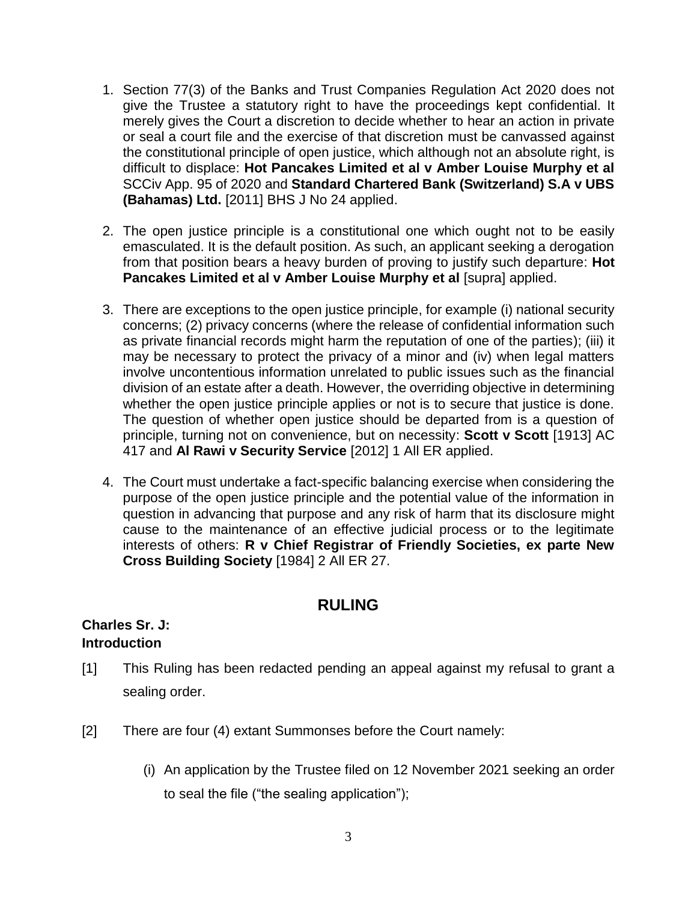1. Section 77(3) of the Banks and Trust Companies Regulation Act 2020 does not give the Trustee a statutory right to have the proceedings kept confidential. It merely gives the Court a discretion to decide whether to hear an action in private or seal a court file and the exercise of that discretion must be canvassed against the constitutional principle of open justice, which although not an absolute right, is difficult to displace: **Hot Pancakes Limited et al v Amber Louise Murphy et al** SCCiv App. 95 of 2020 and **Standard Chartered Bank (Switzerland) S.A v UBS (Bahamas) Ltd.** [2011] BHS J No 24 applied.

2. The open justice principle is a constitutional one which ought not to be easily emasculated. It is the default position. As such, an applicant seeking a derogation from that position bears a heavy burden of proving to justify such departure: **Hot Pancakes Limited et al v Amber Louise Murphy et al** [supra] applied.

3. There are exceptions to the open justice principle, for example (i) national security concerns; (2) privacy concerns (where the release of confidential information such as private financial records might harm the reputation of one of the parties); (iii) it may be necessary to protect the privacy of a minor and (iv) when legal matters involve uncontentious information unrelated to public issues such as the financial division of an estate after a death. However, the overriding objective in determining whether the open justice principle applies or not is to secure that justice is done. The question of whether open justice should be departed from is a question of principle, turning not on convenience, but on necessity: **Scott v Scott** [1913] AC 417 and **Al Rawi v Security Service** [2012] 1 All ER applied.

4. The Court must undertake a fact-specific balancing exercise when considering the purpose of the open justice principle and the potential value of the information in question in advancing that purpose and any risk of harm that its disclosure might cause to the maintenance of an effective judicial process or to the legitimate interests of others: **R v Chief Registrar of Friendly Societies, ex parte New Cross Building Society** [1984] 2 All ER 27.

## RULING

**Charles Sr. J:**

**Introduction**

[1] This Ruling has been redacted pending an appeal against my refusal to grant a sealing order.

[2] There are four (4) extant Summonses before the Court namely:

(i) An application by the Trustee filed on 12 November 2021 seeking an order to seal the file ("the sealing application");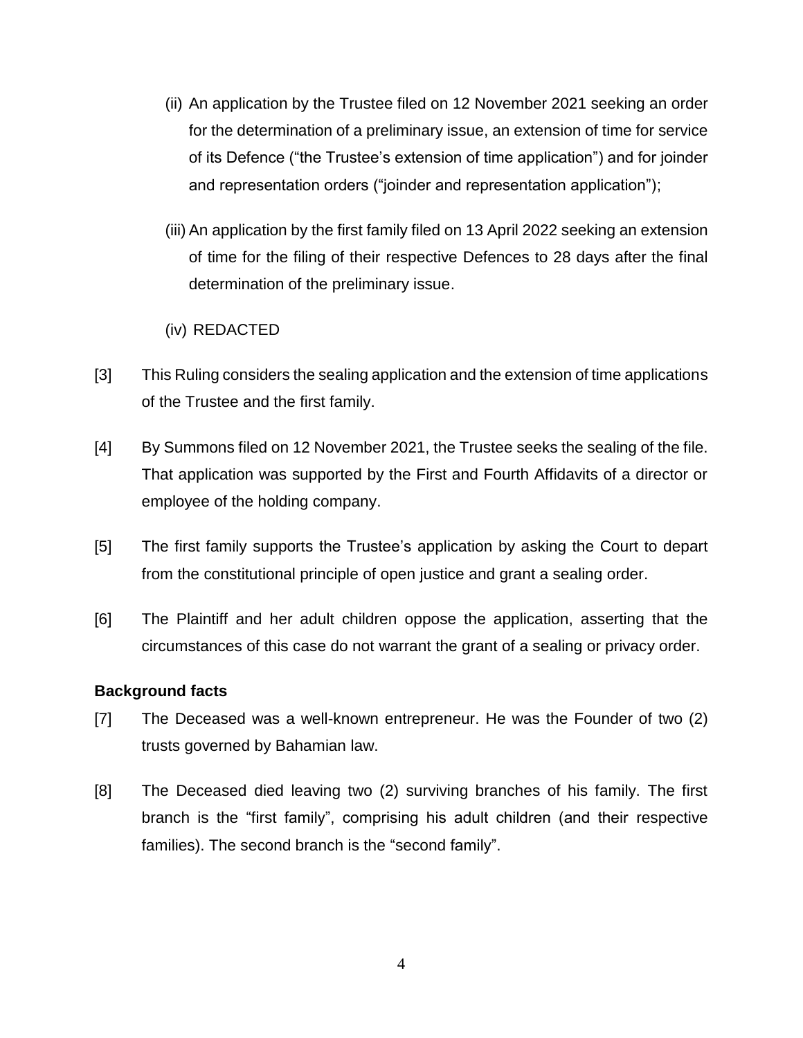(ii) An application by the Trustee filed on 12 November 2021 seeking an order for the determination of a preliminary issue, an extension of time for service of its Defence ("the Trustee's extension of time application") and for joinder and representation orders ("joinder and representation application");

(iii) An application by the first family filed on 13 April 2022 seeking an extension of time for the filing of their respective Defences to 28 days after the final determination of the preliminary issue.

(iv) REDACTED

[3] This Ruling considers the sealing application and the extension of time applications of the Trustee and the first family.

[4] By Summons filed on 12 November 2021, the Trustee seeks the sealing of the file. That application was supported by the First and Fourth Affidavits of a director or employee of the holding company.

[5] The first family supports the Trustee's application by asking the Court to depart from the constitutional principle of open justice and grant a sealing order.

[6] The Plaintiff and her adult children oppose the application, asserting that the circumstances of this case do not warrant the grant of a sealing or privacy order.

**Background facts**

[7] The Deceased was a well-known entrepreneur. He was the Founder of two (2) trusts governed by Bahamian law.

[8] The Deceased died leaving two (2) surviving branches of his family. The first branch is the "first family", comprising his adult children (and their respective families). The second branch is the "second family".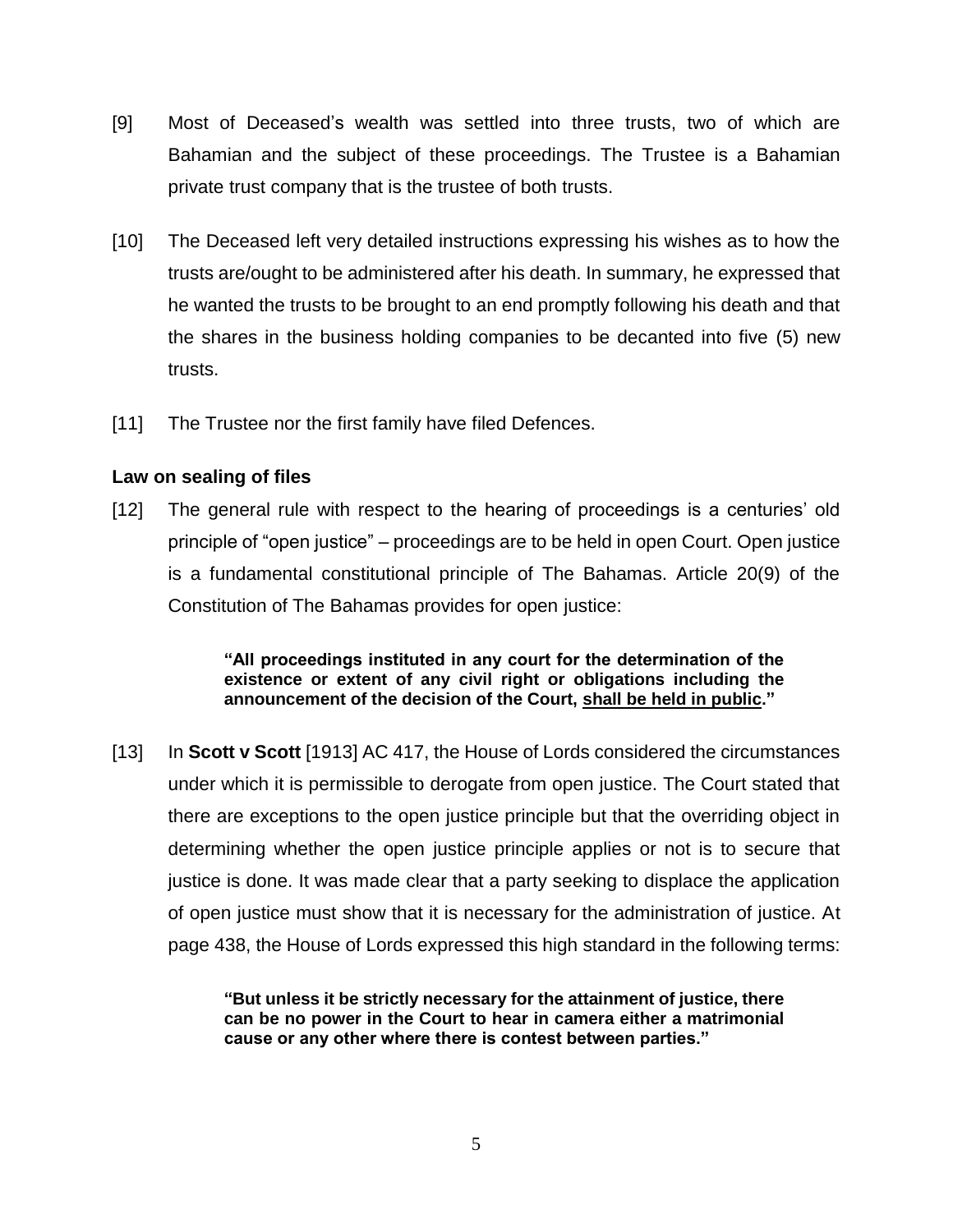[9] Most of Deceased's wealth was settled into three trusts, two of which are Bahamian and the subject of these proceedings. The Trustee is a Bahamian private trust company that is the trustee of both trusts.

[10] The Deceased left very detailed instructions expressing his wishes as to how the trusts are/ought to be administered after his death. In summary, he expressed that he wanted the trusts to be brought to an end promptly following his death and that the shares in the business holding companies to be decanted into five (5) new trusts.

[11] The Trustee nor the first family have filed Defences.

**Law on sealing of files**

[12] The general rule with respect to the hearing of proceedings is a centuries' old principle of "open justice" – proceedings are to be held in open Court. Open justice is a fundamental constitutional principle of The Bahamas. Article 20(9) of the Constitution of The Bahamas provides for open justice:

> **"All proceedings instituted in any court for the determination of the existence or extent of any civil right or obligations including the announcement of the decision of the Court, <u>shall be held in public</u>."**

[13] In **Scott v Scott** [1913] AC 417, the House of Lords considered the circumstances under which it is permissible to derogate from open justice. The Court stated that there are exceptions to the open justice principle but that the overriding object in determining whether the open justice principle applies or not is to secure that justice is done. It was made clear that a party seeking to displace the application of open justice must show that it is necessary for the administration of justice. At page 438, the House of Lords expressed this high standard in the following terms:

> **"But unless it be strictly necessary for the attainment of justice, there can be no power in the Court to hear in camera either a matrimonial cause or any other where there is contest between parties."**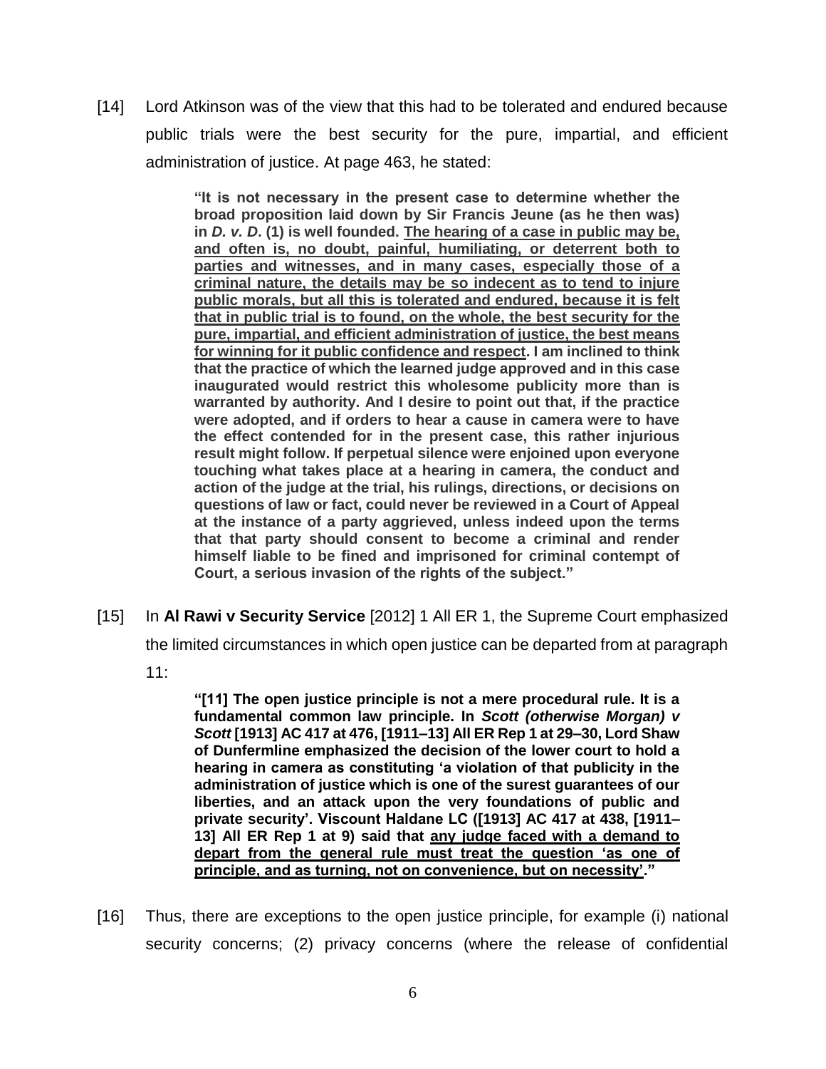[14] Lord Atkinson was of the view that this had to be tolerated and endured because public trials were the best security for the pure, impartial, and efficient administration of justice. At page 463, he stated:

> **"It is not necessary in the present case to determine whether the broad proposition laid down by Sir Francis Jeune (as he then was) in *D. v. D.* (1) is well founded. <u>The hearing of a case in public may be, and often is, no doubt, painful, humiliating, or deterrent both to parties and witnesses, and in many cases, especially those of a criminal nature, the details may be so indecent as to tend to injure public morals, but all this is tolerated and endured, because it is felt that in public trial is to found, on the whole, the best security for the pure, impartial, and efficient administration of justice, the best means for winning for it public confidence and respect</u>. I am inclined to think that the practice of which the learned judge approved and in this case inaugurated would restrict this wholesome publicity more than is warranted by authority. And I desire to point out that, if the practice were adopted, and if orders to hear a cause in camera were to have the effect contended for in the present case, this rather injurious result might follow. If perpetual silence were enjoined upon everyone touching what takes place at a hearing in camera, the conduct and action of the judge at the trial, his rulings, directions, or decisions on questions of law or fact, could never be reviewed in a Court of Appeal at the instance of a party aggrieved, unless indeed upon the terms that that party should consent to become a criminal and render himself liable to be fined and imprisoned for criminal contempt of Court, a serious invasion of the rights of the subject."**

[15] In **Al Rawi v Security Service** [2012] 1 All ER 1, the Supreme Court emphasized the limited circumstances in which open justice can be departed from at paragraph 11:

> **"[11] The open justice principle is not a mere procedural rule. It is a fundamental common law principle. In *Scott (otherwise Morgan) v Scott* [1913] AC 417 at 476, [1911–13] All ER Rep 1 at 29–30, Lord Shaw of Dunfermline emphasized the decision of the lower court to hold a hearing in camera as constituting 'a violation of that publicity in the administration of justice which is one of the surest guarantees of our liberties, and an attack upon the very foundations of public and private security'. Viscount Haldane LC ([1913] AC 417 at 438, [1911–13] All ER Rep 1 at 9) said that <u>any judge faced with a demand to depart from the general rule must treat the question 'as one of principle, and as turning, not on convenience, but on necessity'</u>."**

[16] Thus, there are exceptions to the open justice principle, for example (i) national security concerns; (2) privacy concerns (where the release of confidential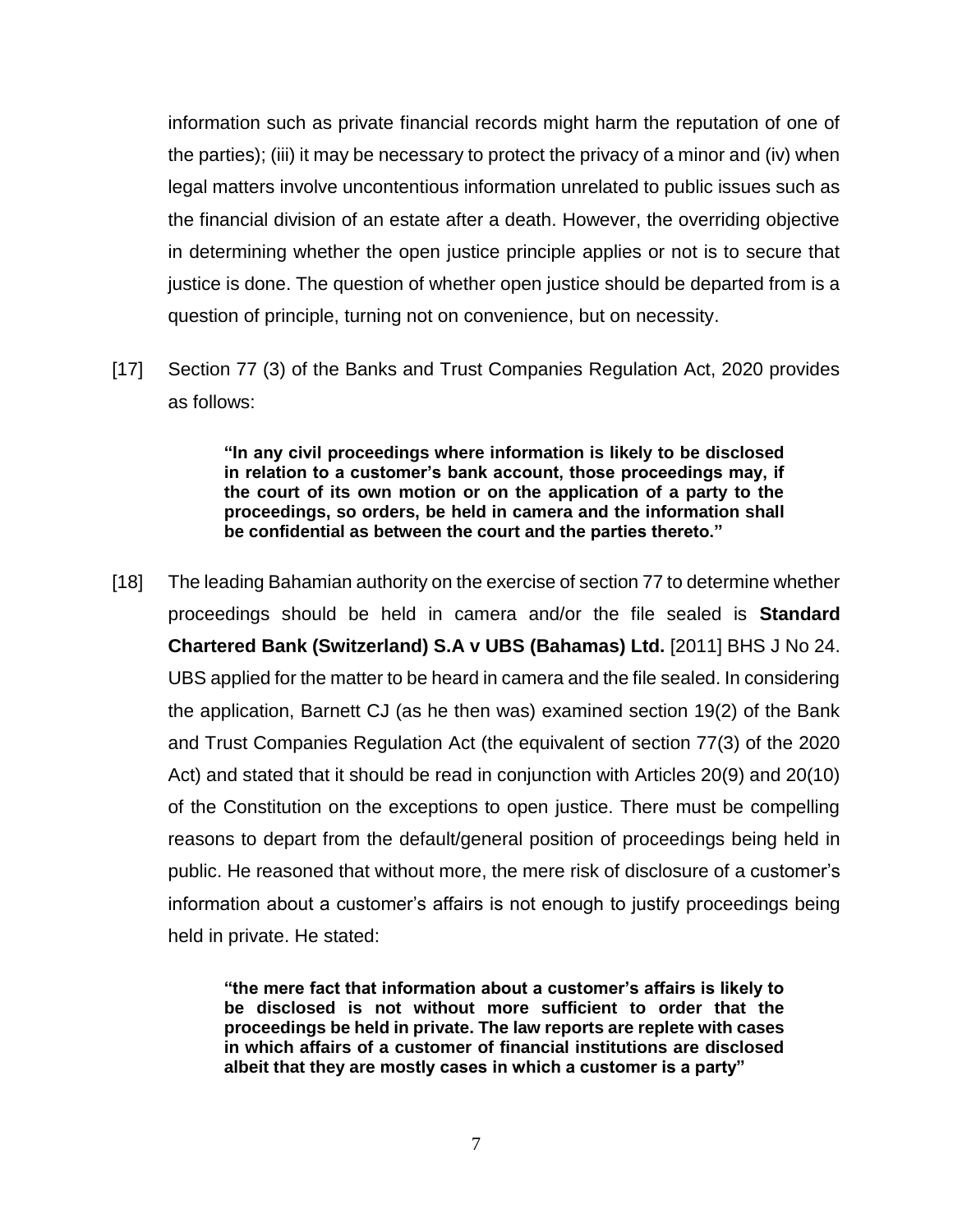information such as private financial records might harm the reputation of one of the parties); (iii) it may be necessary to protect the privacy of a minor and (iv) when legal matters involve uncontentious information unrelated to public issues such as the financial division of an estate after a death. However, the overriding objective in determining whether the open justice principle applies or not is to secure that justice is done. The question of whether open justice should be departed from is a question of principle, turning not on convenience, but on necessity.

[17] Section 77 (3) of the Banks and Trust Companies Regulation Act, 2020 provides as follows:

> **"In any civil proceedings where information is likely to be disclosed in relation to a customer's bank account, those proceedings may, if the court of its own motion or on the application of a party to the proceedings, so orders, be held in camera and the information shall be confidential as between the court and the parties thereto."**

[18] The leading Bahamian authority on the exercise of section 77 to determine whether proceedings should be held in camera and/or the file sealed is **Standard Chartered Bank (Switzerland) S.A v UBS (Bahamas) Ltd.** [2011] BHS J No 24. UBS applied for the matter to be heard in camera and the file sealed. In considering the application, Barnett CJ (as he then was) examined section 19(2) of the Bank and Trust Companies Regulation Act (the equivalent of section 77(3) of the 2020 Act) and stated that it should be read in conjunction with Articles 20(9) and 20(10) of the Constitution on the exceptions to open justice. There must be compelling reasons to depart from the default/general position of proceedings being held in public. He reasoned that without more, the mere risk of disclosure of a customer's information about a customer's affairs is not enough to justify proceedings being held in private. He stated:

> **"the mere fact that information about a customer's affairs is likely to be disclosed is not without more sufficient to order that the proceedings be held in private. The law reports are replete with cases in which affairs of a customer of financial institutions are disclosed albeit that they are mostly cases in which a customer is a party"**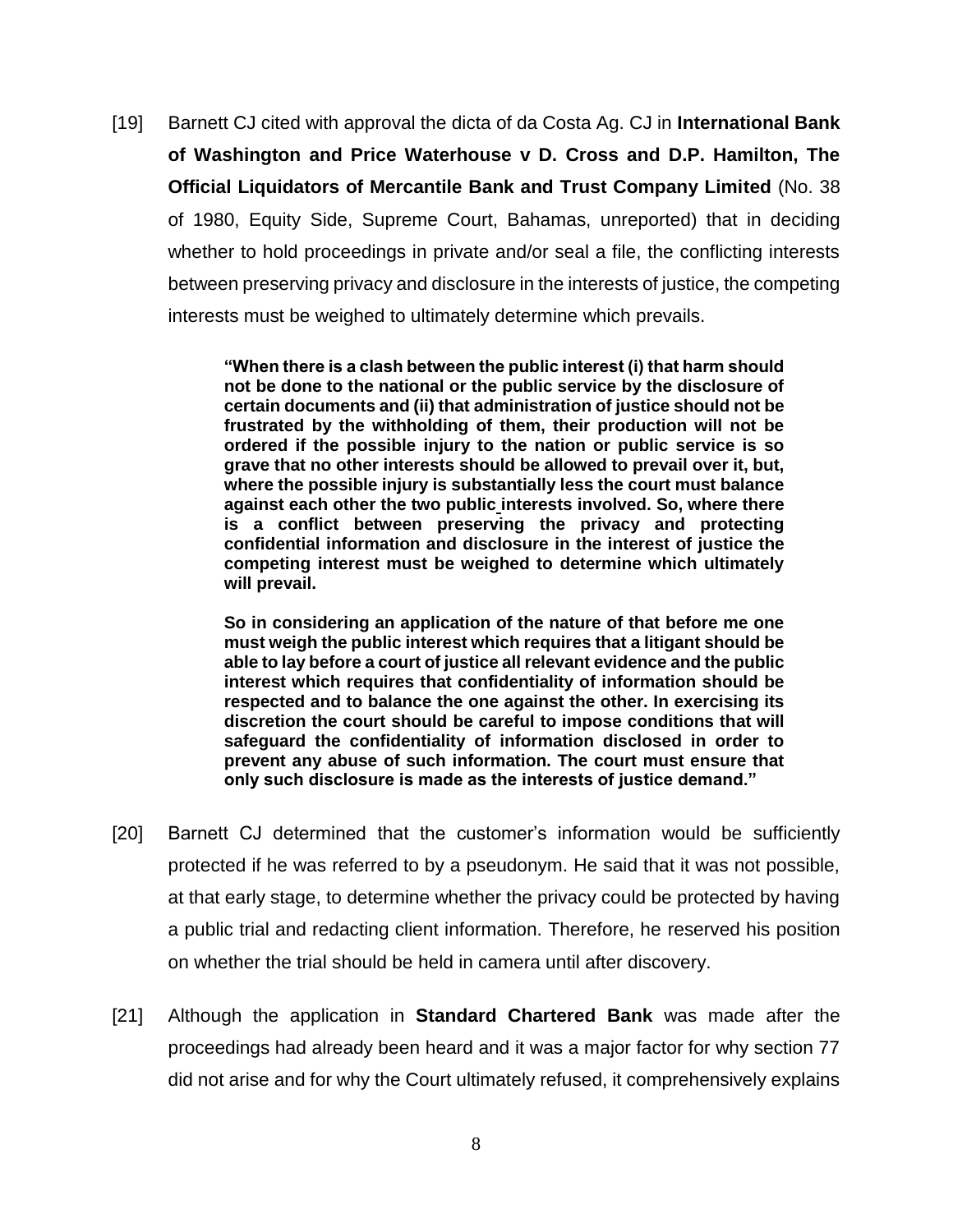[19] Barnett CJ cited with approval the dicta of da Costa Ag. CJ in **International Bank of Washington and Price Waterhouse v D. Cross and D.P. Hamilton, The Official Liquidators of Mercantile Bank and Trust Company Limited** (No. 38 of 1980, Equity Side, Supreme Court, Bahamas, unreported) that in deciding whether to hold proceedings in private and/or seal a file, the conflicting interests between preserving privacy and disclosure in the interests of justice, the competing interests must be weighed to ultimately determine which prevails.

> **"When there is a clash between the public interest (i) that harm should not be done to the national or the public service by the disclosure of certain documents and (ii) that administration of justice should not be frustrated by the withholding of them, their production will not be ordered if the possible injury to the nation or public service is so grave that no other interests should be allowed to prevail over it, but, where the possible injury is substantially less the court must balance against each other the two public interests involved. So, where there is a conflict between preserving the privacy and protecting confidential information and disclosure in the interest of justice the competing interest must be weighed to determine which ultimately will prevail.**
>
> **So in considering an application of the nature of that before me one must weigh the public interest which requires that a litigant should be able to lay before a court of justice all relevant evidence and the public interest which requires that confidentiality of information should be respected and to balance the one against the other. In exercising its discretion the court should be careful to impose conditions that will safeguard the confidentiality of information disclosed in order to prevent any abuse of such information. The court must ensure that only such disclosure is made as the interests of justice demand."**

[20] Barnett CJ determined that the customer's information would be sufficiently protected if he was referred to by a pseudonym. He said that it was not possible, at that early stage, to determine whether the privacy could be protected by having a public trial and redacting client information. Therefore, he reserved his position on whether the trial should be held in camera until after discovery.

[21] Although the application in **Standard Chartered Bank** was made after the proceedings had already been heard and it was a major factor for why section 77 did not arise and for why the Court ultimately refused, it comprehensively explains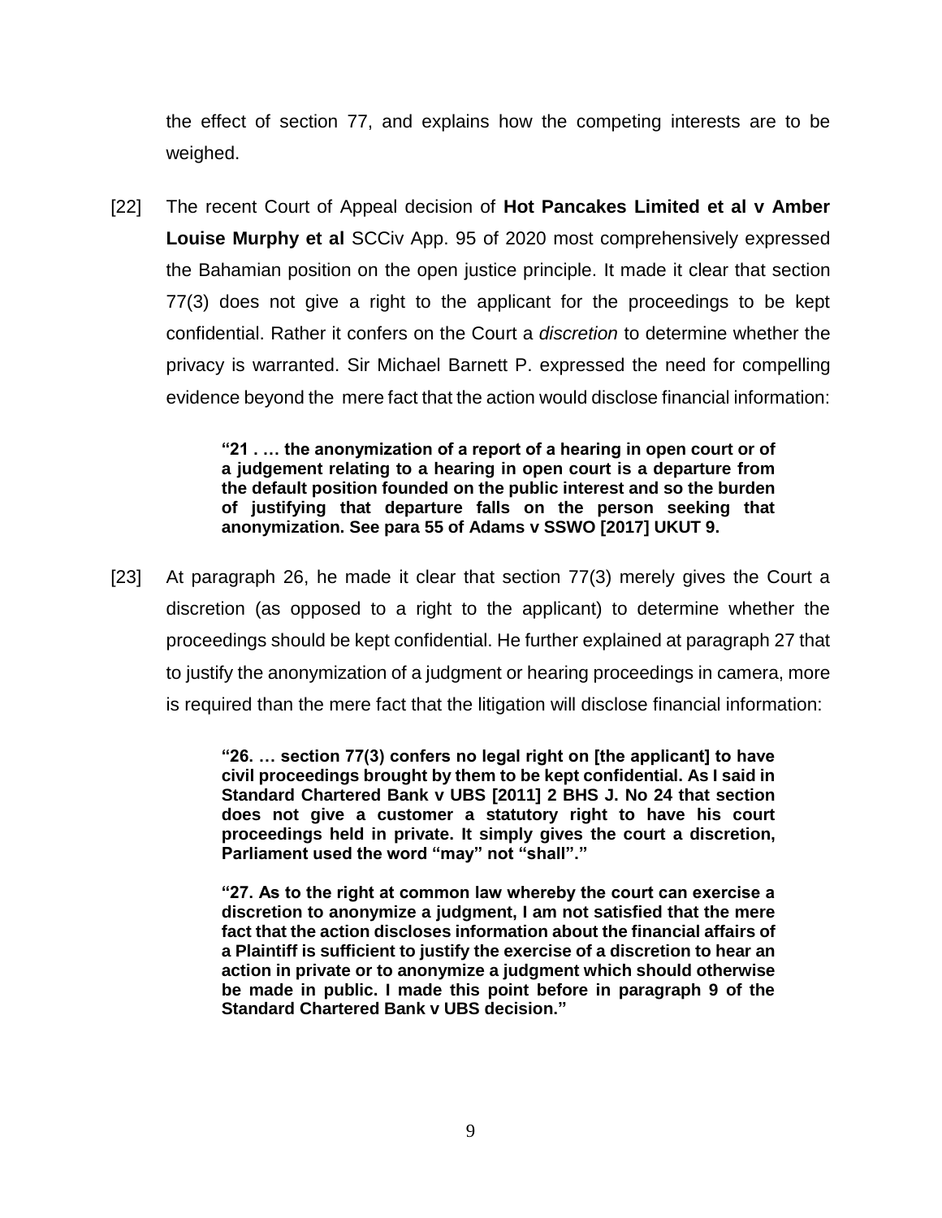the effect of section 77, and explains how the competing interests are to be weighed.

[22] The recent Court of Appeal decision of **Hot Pancakes Limited et al v Amber Louise Murphy et al** SCCiv App. 95 of 2020 most comprehensively expressed the Bahamian position on the open justice principle. It made it clear that section 77(3) does not give a right to the applicant for the proceedings to be kept confidential. Rather it confers on the Court a *discretion* to determine whether the privacy is warranted. Sir Michael Barnett P. expressed the need for compelling evidence beyond the mere fact that the action would disclose financial information:

> **"21 . … the anonymization of a report of a hearing in open court or of a judgement relating to a hearing in open court is a departure from the default position founded on the public interest and so the burden of justifying that departure falls on the person seeking that anonymization. See para 55 of Adams v SSWO [2017] UKUT 9.**

[23] At paragraph 26, he made it clear that section 77(3) merely gives the Court a discretion (as opposed to a right to the applicant) to determine whether the proceedings should be kept confidential. He further explained at paragraph 27 that to justify the anonymization of a judgment or hearing proceedings in camera, more is required than the mere fact that the litigation will disclose financial information:

> **"26. … section 77(3) confers no legal right on [the applicant] to have civil proceedings brought by them to be kept confidential. As I said in Standard Chartered Bank v UBS [2011] 2 BHS J. No 24 that section does not give a customer a statutory right to have his court proceedings held in private. It simply gives the court a discretion, Parliament used the word "may" not "shall"."**
>
> **"27. As to the right at common law whereby the court can exercise a discretion to anonymize a judgment, I am not satisfied that the mere fact that the action discloses information about the financial affairs of a Plaintiff is sufficient to justify the exercise of a discretion to hear an action in private or to anonymize a judgment which should otherwise be made in public. I made this point before in paragraph 9 of the Standard Chartered Bank v UBS decision."**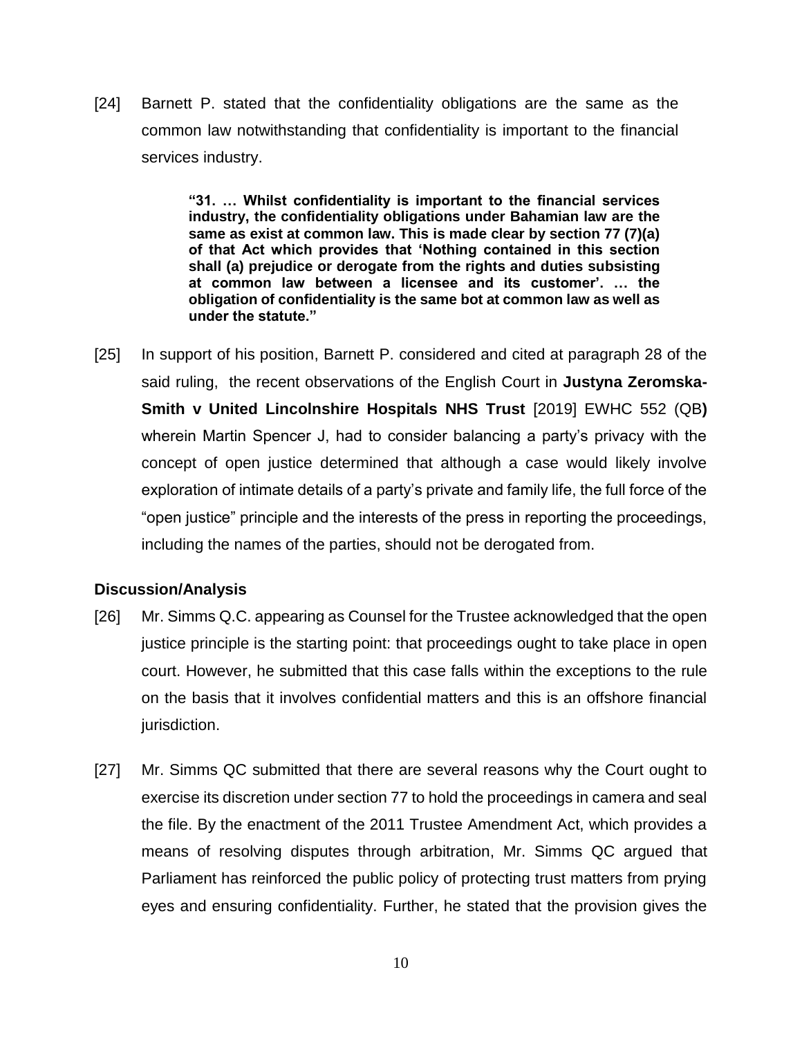[24] Barnett P. stated that the confidentiality obligations are the same as the common law notwithstanding that confidentiality is important to the financial services industry.

> **"31. … Whilst confidentiality is important to the financial services industry, the confidentiality obligations under Bahamian law are the same as exist at common law. This is made clear by section 77 (7)(a) of that Act which provides that 'Nothing contained in this section shall (a) prejudice or derogate from the rights and duties subsisting at common law between a licensee and its customer'. … the obligation of confidentiality is the same bot at common law as well as under the statute."**

[25] In support of his position, Barnett P. considered and cited at paragraph 28 of the said ruling, the recent observations of the English Court in **Justyna Zeromska-Smith v United Lincolnshire Hospitals NHS Trust** [2019] EWHC 552 (QB**)** wherein Martin Spencer J, had to consider balancing a party's privacy with the concept of open justice determined that although a case would likely involve exploration of intimate details of a party's private and family life, the full force of the "open justice" principle and the interests of the press in reporting the proceedings, including the names of the parties, should not be derogated from.

**Discussion/Analysis**

[26] Mr. Simms Q.C. appearing as Counsel for the Trustee acknowledged that the open justice principle is the starting point: that proceedings ought to take place in open court. However, he submitted that this case falls within the exceptions to the rule on the basis that it involves confidential matters and this is an offshore financial jurisdiction.

[27] Mr. Simms QC submitted that there are several reasons why the Court ought to exercise its discretion under section 77 to hold the proceedings in camera and seal the file. By the enactment of the 2011 Trustee Amendment Act, which provides a means of resolving disputes through arbitration, Mr. Simms QC argued that Parliament has reinforced the public policy of protecting trust matters from prying eyes and ensuring confidentiality. Further, he stated that the provision gives the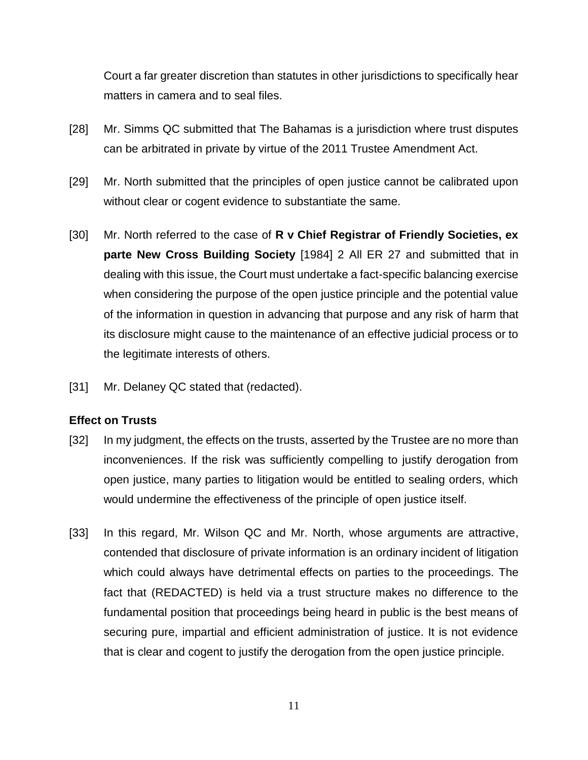Court a far greater discretion than statutes in other jurisdictions to specifically hear matters in camera and to seal files.

[28] Mr. Simms QC submitted that The Bahamas is a jurisdiction where trust disputes can be arbitrated in private by virtue of the 2011 Trustee Amendment Act.

[29] Mr. North submitted that the principles of open justice cannot be calibrated upon without clear or cogent evidence to substantiate the same.

[30] Mr. North referred to the case of **R v Chief Registrar of Friendly Societies, ex parte New Cross Building Society** [1984] 2 All ER 27 and submitted that in dealing with this issue, the Court must undertake a fact-specific balancing exercise when considering the purpose of the open justice principle and the potential value of the information in question in advancing that purpose and any risk of harm that its disclosure might cause to the maintenance of an effective judicial process or to the legitimate interests of others.

[31] Mr. Delaney QC stated that (redacted).

**Effect on Trusts**

[32] In my judgment, the effects on the trusts, asserted by the Trustee are no more than inconveniences. If the risk was sufficiently compelling to justify derogation from open justice, many parties to litigation would be entitled to sealing orders, which would undermine the effectiveness of the principle of open justice itself.

[33] In this regard, Mr. Wilson QC and Mr. North, whose arguments are attractive, contended that disclosure of private information is an ordinary incident of litigation which could always have detrimental effects on parties to the proceedings. The fact that (REDACTED) is held via a trust structure makes no difference to the fundamental position that proceedings being heard in public is the best means of securing pure, impartial and efficient administration of justice. It is not evidence that is clear and cogent to justify the derogation from the open justice principle.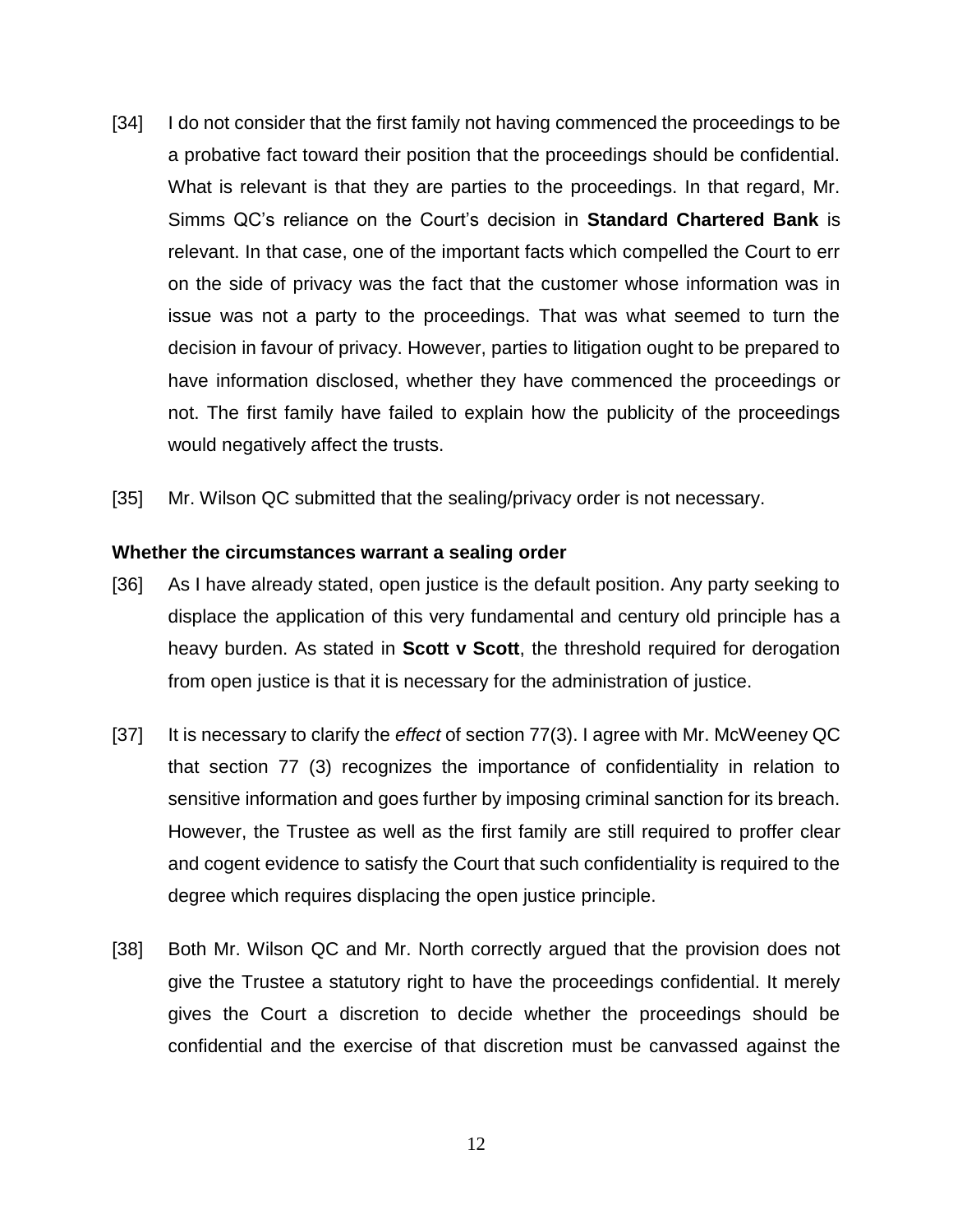[34] I do not consider that the first family not having commenced the proceedings to be a probative fact toward their position that the proceedings should be confidential. What is relevant is that they are parties to the proceedings. In that regard, Mr. Simms QC's reliance on the Court's decision in **Standard Chartered Bank** is relevant. In that case, one of the important facts which compelled the Court to err on the side of privacy was the fact that the customer whose information was in issue was not a party to the proceedings. That was what seemed to turn the decision in favour of privacy. However, parties to litigation ought to be prepared to have information disclosed, whether they have commenced the proceedings or not. The first family have failed to explain how the publicity of the proceedings would negatively affect the trusts.

[35] Mr. Wilson QC submitted that the sealing/privacy order is not necessary.

**Whether the circumstances warrant a sealing order**

[36] As I have already stated, open justice is the default position. Any party seeking to displace the application of this very fundamental and century old principle has a heavy burden. As stated in **Scott v Scott**, the threshold required for derogation from open justice is that it is necessary for the administration of justice.

[37] It is necessary to clarify the *effect* of section 77(3). I agree with Mr. McWeeney QC that section 77 (3) recognizes the importance of confidentiality in relation to sensitive information and goes further by imposing criminal sanction for its breach. However, the Trustee as well as the first family are still required to proffer clear and cogent evidence to satisfy the Court that such confidentiality is required to the degree which requires displacing the open justice principle.

[38] Both Mr. Wilson QC and Mr. North correctly argued that the provision does not give the Trustee a statutory right to have the proceedings confidential. It merely gives the Court a discretion to decide whether the proceedings should be confidential and the exercise of that discretion must be canvassed against the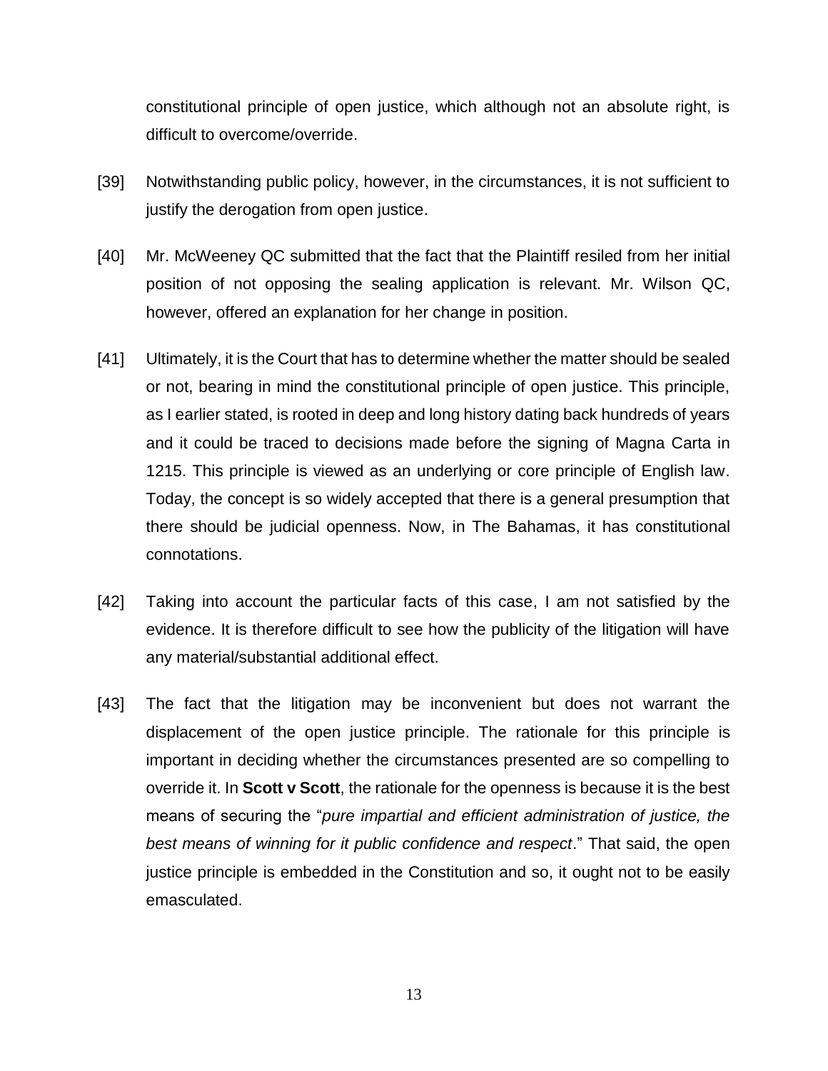constitutional principle of open justice, which although not an absolute right, is difficult to overcome/override.

[39] Notwithstanding public policy, however, in the circumstances, it is not sufficient to justify the derogation from open justice.

[40] Mr. McWeeney QC submitted that the fact that the Plaintiff resiled from her initial position of not opposing the sealing application is relevant. Mr. Wilson QC, however, offered an explanation for her change in position.

[41] Ultimately, it is the Court that has to determine whether the matter should be sealed or not, bearing in mind the constitutional principle of open justice. This principle, as I earlier stated, is rooted in deep and long history dating back hundreds of years and it could be traced to decisions made before the signing of Magna Carta in 1215. This principle is viewed as an underlying or core principle of English law. Today, the concept is so widely accepted that there is a general presumption that there should be judicial openness. Now, in The Bahamas, it has constitutional connotations.

[42] Taking into account the particular facts of this case, I am not satisfied by the evidence. It is therefore difficult to see how the publicity of the litigation will have any material/substantial additional effect.

[43] The fact that the litigation may be inconvenient but does not warrant the displacement of the open justice principle. The rationale for this principle is important in deciding whether the circumstances presented are so compelling to override it. In **Scott v Scott**, the rationale for the openness is because it is the best means of securing the "*pure impartial and efficient administration of justice, the best means of winning for it public confidence and respect*." That said, the open justice principle is embedded in the Constitution and so, it ought not to be easily emasculated.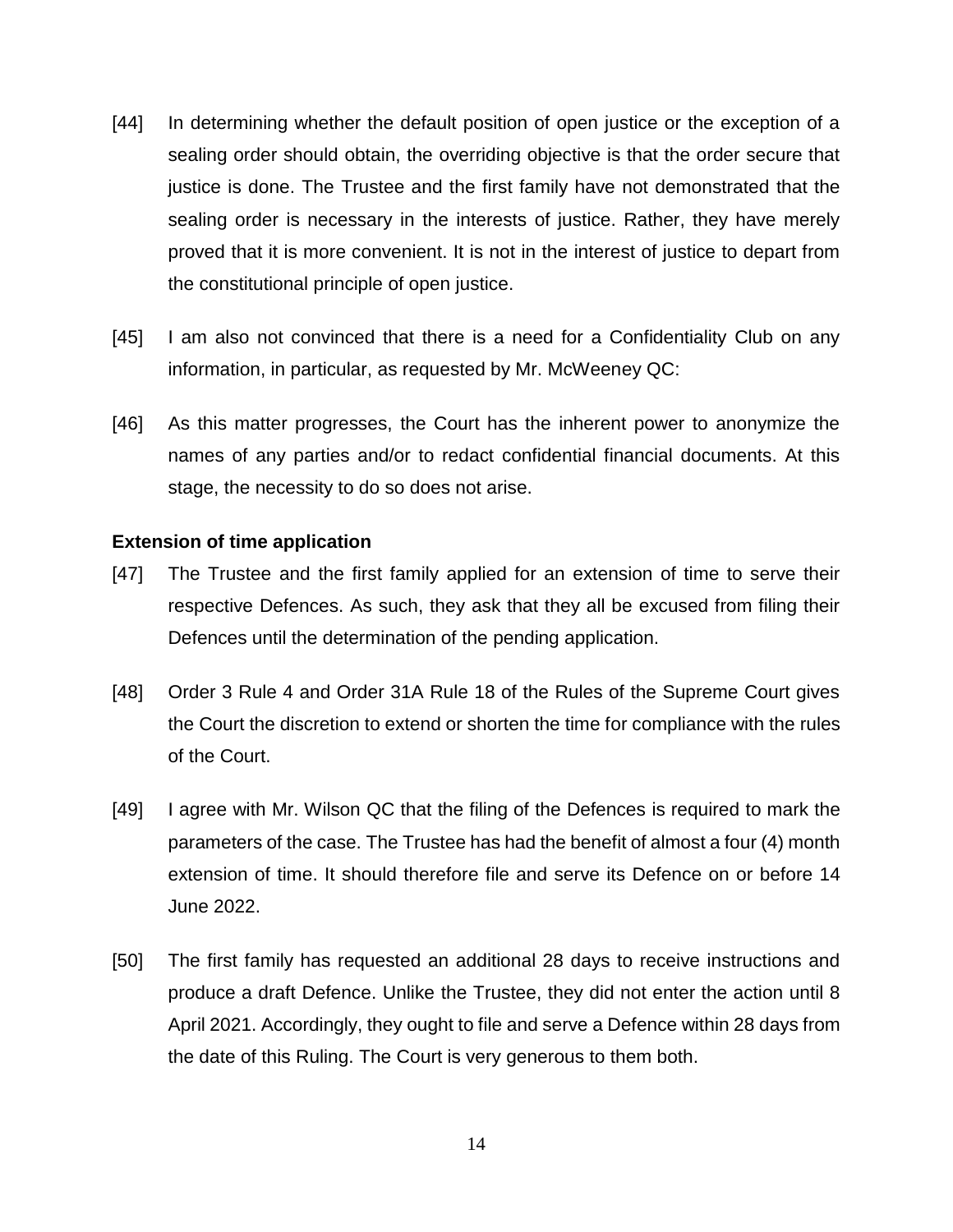[44] In determining whether the default position of open justice or the exception of a sealing order should obtain, the overriding objective is that the order secure that justice is done. The Trustee and the first family have not demonstrated that the sealing order is necessary in the interests of justice. Rather, they have merely proved that it is more convenient. It is not in the interest of justice to depart from the constitutional principle of open justice.

[45] I am also not convinced that there is a need for a Confidentiality Club on any information, in particular, as requested by Mr. McWeeney QC:

[46] As this matter progresses, the Court has the inherent power to anonymize the names of any parties and/or to redact confidential financial documents. At this stage, the necessity to do so does not arise.

**Extension of time application**

[47] The Trustee and the first family applied for an extension of time to serve their respective Defences. As such, they ask that they all be excused from filing their Defences until the determination of the pending application.

[48] Order 3 Rule 4 and Order 31A Rule 18 of the Rules of the Supreme Court gives the Court the discretion to extend or shorten the time for compliance with the rules of the Court.

[49] I agree with Mr. Wilson QC that the filing of the Defences is required to mark the parameters of the case. The Trustee has had the benefit of almost a four (4) month extension of time. It should therefore file and serve its Defence on or before 14 June 2022.

[50] The first family has requested an additional 28 days to receive instructions and produce a draft Defence. Unlike the Trustee, they did not enter the action until 8 April 2021. Accordingly, they ought to file and serve a Defence within 28 days from the date of this Ruling. The Court is very generous to them both.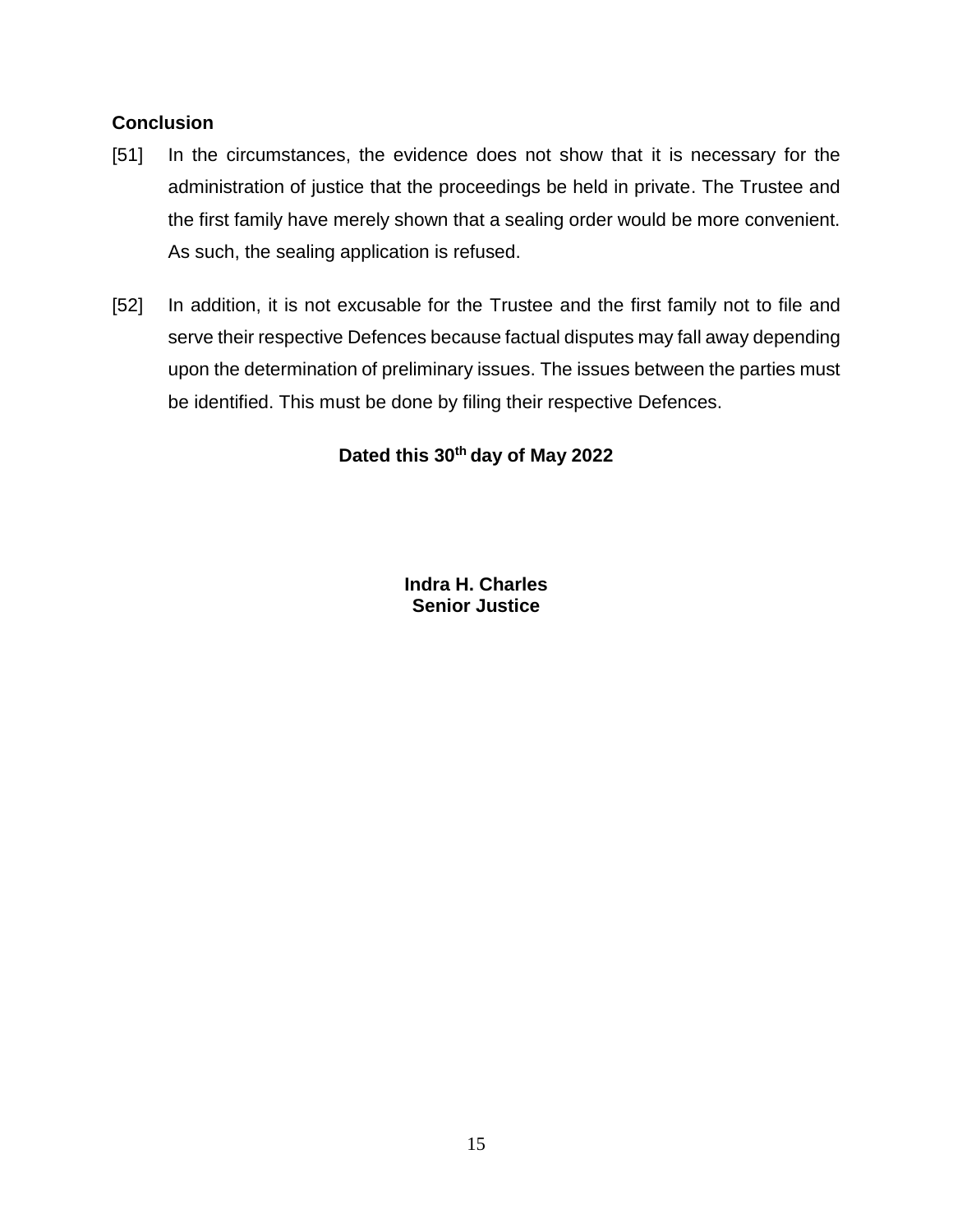**Conclusion**

[51] In the circumstances, the evidence does not show that it is necessary for the administration of justice that the proceedings be held in private. The Trustee and the first family have merely shown that a sealing order would be more convenient. As such, the sealing application is refused.

[52] In addition, it is not excusable for the Trustee and the first family not to file and serve their respective Defences because factual disputes may fall away depending upon the determination of preliminary issues. The issues between the parties must be identified. This must be done by filing their respective Defences.

**Dated this 30th day of May 2022**

**Indra H. Charles**
**Senior Justice**